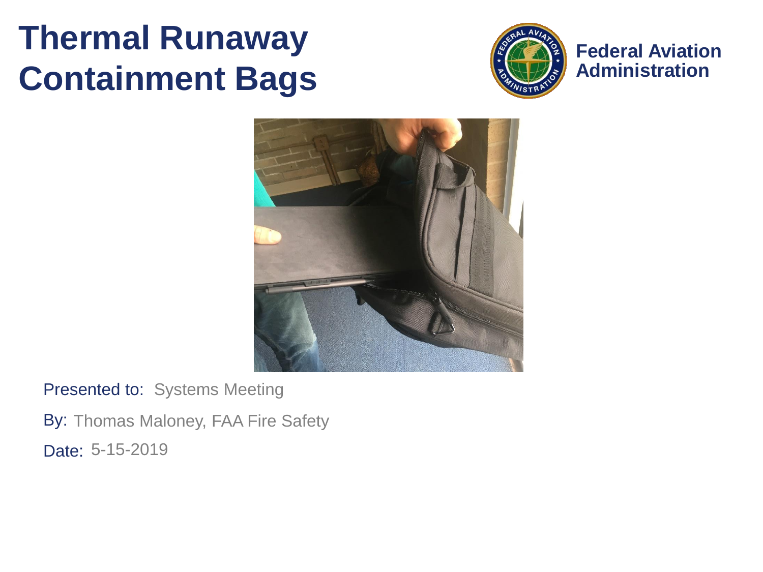# Thermal Runaway Containment Bags

**Federal Aviation Administration**

Presented to: Systems Meeting

By: Thomas Maloney, FAA Fire Safety

Date: 5-15-2019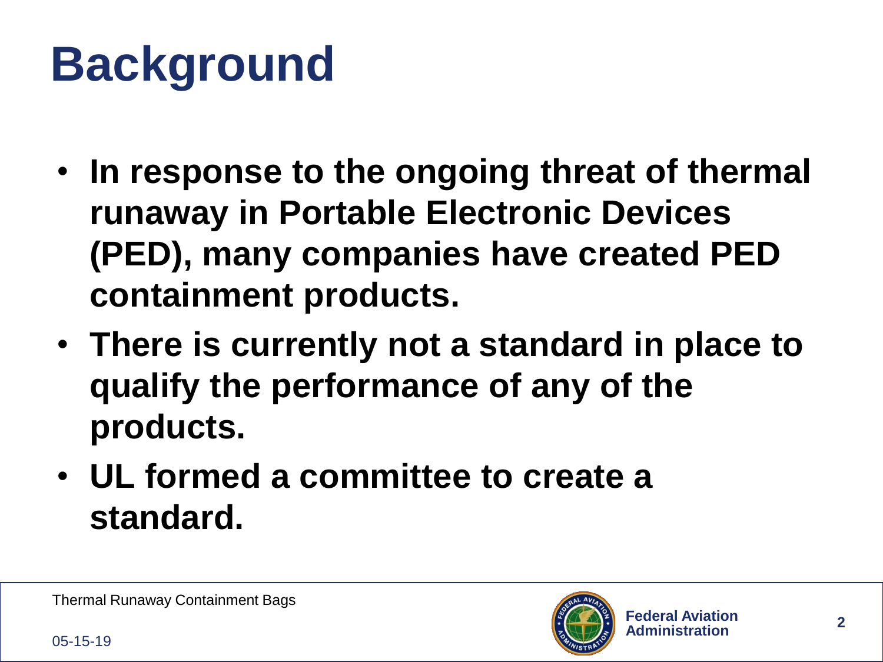# Background

- **In response to the ongoing threat of thermal runaway in Portable Electronic Devices (PED), many companies have created PED containment products.**
- **There is currently not a standard in place to qualify the performance of any of the products.**
- **UL formed a committee to create a standard.**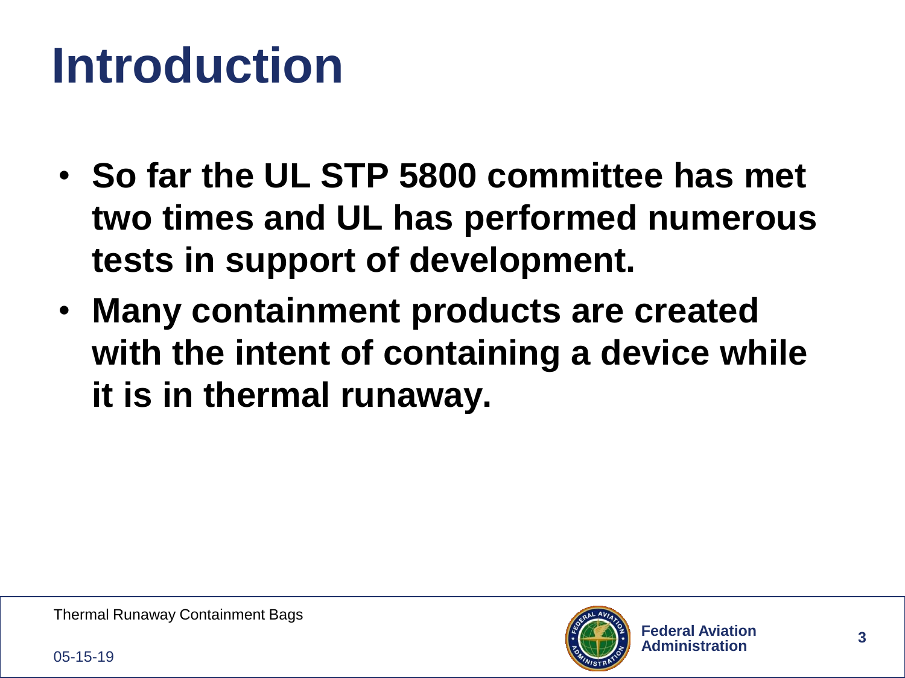# Introduction

- **So far the UL STP 5800 committee has met two times and UL has performed numerous tests in support of development.**
- **Many containment products are created with the intent of containing a device while it is in thermal runaway.**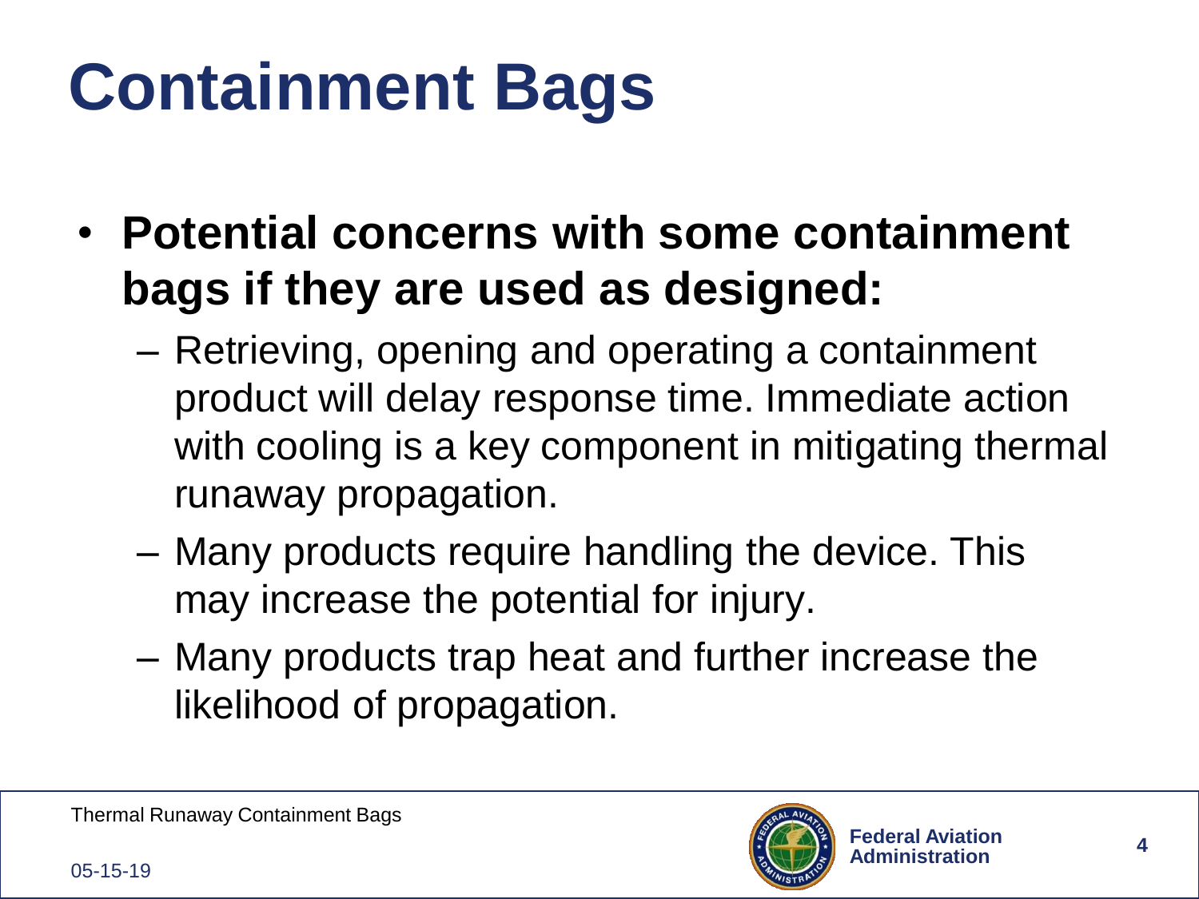# Containment Bags

- **Potential concerns with some containment bags if they are used as designed:**
  - Retrieving, opening and operating a containment product will delay response time. Immediate action with cooling is a key component in mitigating thermal runaway propagation.
  - Many products require handling the device. This may increase the potential for injury.
  - Many products trap heat and further increase the likelihood of propagation.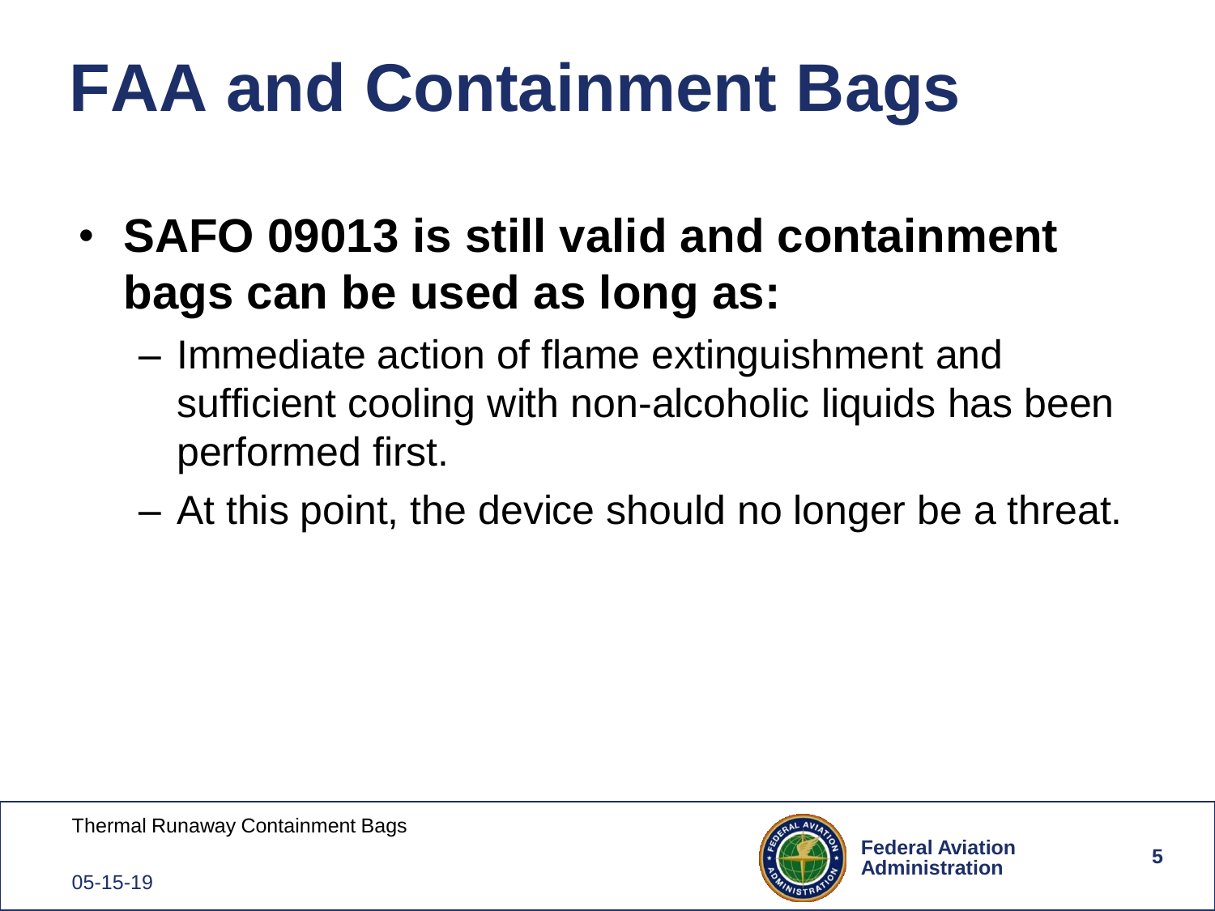# FAA and Containment Bags

- **SAFO 09013 is still valid and containment bags can be used as long as:**
  - Immediate action of flame extinguishment and sufficient cooling with non-alcoholic liquids has been performed first.
  - At this point, the device should no longer be a threat.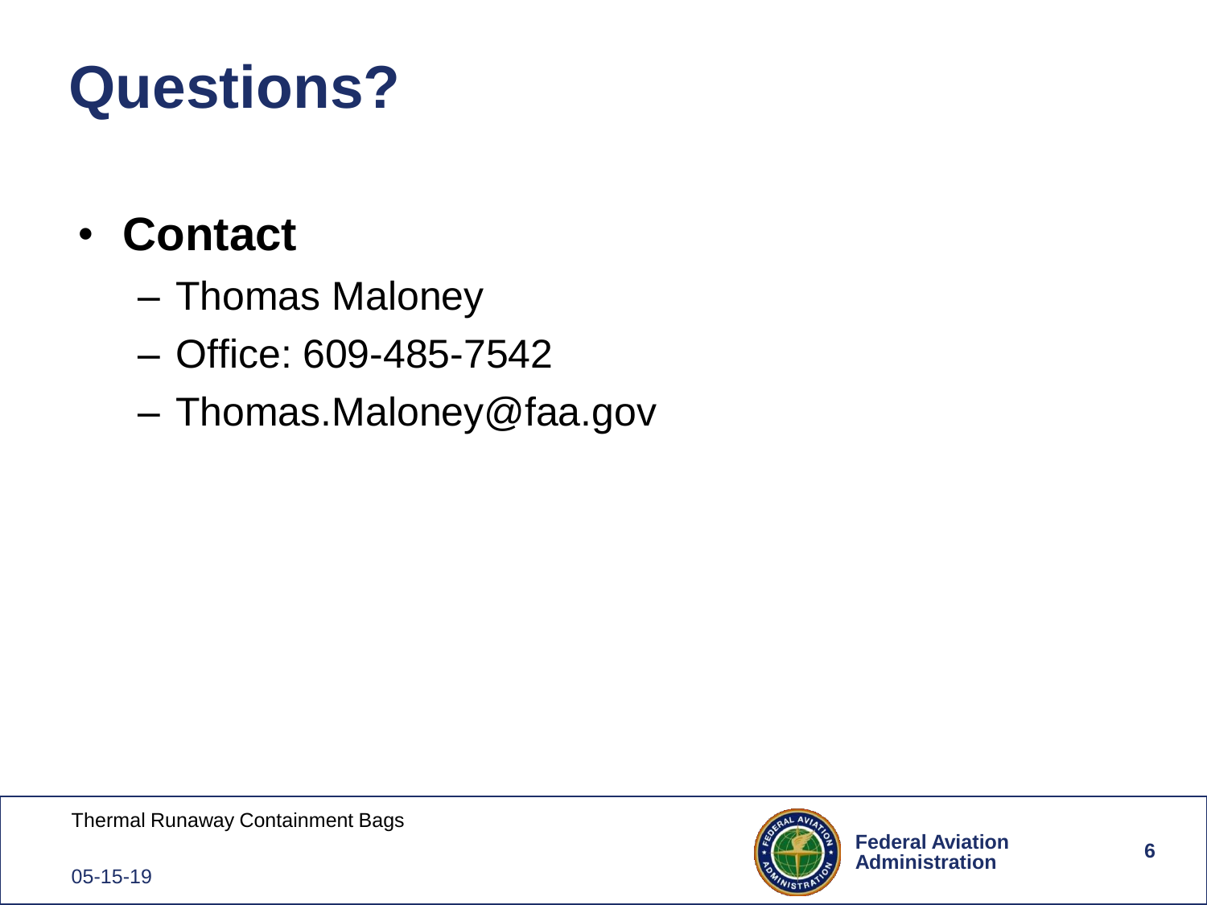# Questions?

- **Contact**
  - Thomas Maloney
  - Office: 609-485-7542
  - Thomas.Maloney@faa.gov